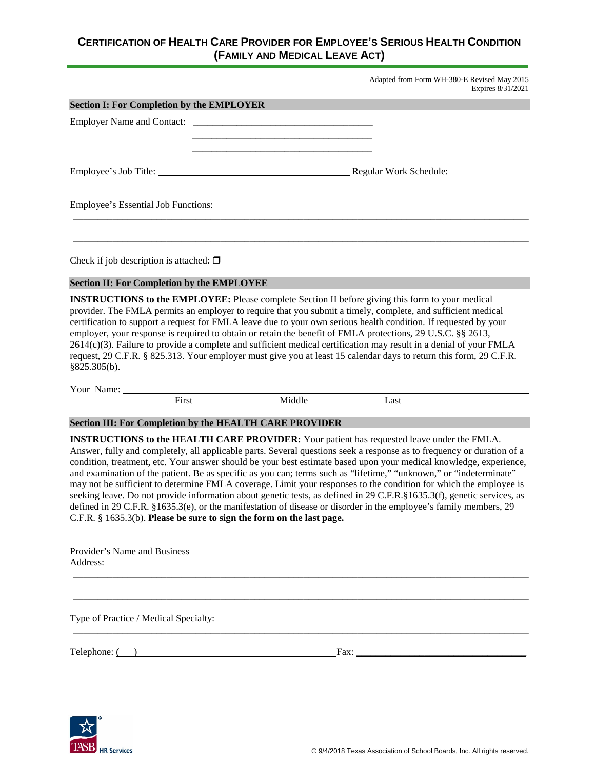# CERTIFICATION OF HEALTH CARE PROVIDER FOR EMPLOYEE'S SERIOUS HEALTH CONDITION (FAMILY AND MEDICAL LEAVE ACT)

Adapted from Form WH-380-E Revised May 2015
Expires 8/31/2021

## Section I: For Completion by the EMPLOYER

Employer Name and Contact: ____________________________________

____________________________________

____________________________________

Employee's Job Title: ______________________________________ Regular Work Schedule:

Employee's Essential Job Functions:

_____________________________________________________________________________________

_____________________________________________________________________________________

Check if job description is attached: ❒

## Section II: For Completion by the EMPLOYEE

**INSTRUCTIONS to the EMPLOYEE:** Please complete Section II before giving this form to your medical provider. The FMLA permits an employer to require that you submit a timely, complete, and sufficient medical certification to support a request for FMLA leave due to your own serious health condition. If requested by your employer, your response is required to obtain or retain the benefit of FMLA protections, 29 U.S.C. §§ 2613, 2614(c)(3). Failure to provide a complete and sufficient medical certification may result in a denial of your FMLA request, 29 C.F.R. § 825.313. Your employer must give you at least 15 calendar days to return this form, 29 C.F.R. §825.305(b).

Your Name: ______________________________________________________________________________
First Middle Last

## Section III: For Completion by the HEALTH CARE PROVIDER

**INSTRUCTIONS to the HEALTH CARE PROVIDER:** Your patient has requested leave under the FMLA. Answer, fully and completely, all applicable parts. Several questions seek a response as to frequency or duration of a condition, treatment, etc. Your answer should be your best estimate based upon your medical knowledge, experience, and examination of the patient. Be as specific as you can; terms such as "lifetime," "unknown," or "indeterminate" may not be sufficient to determine FMLA coverage. Limit your responses to the condition for which the employee is seeking leave. Do not provide information about genetic tests, as defined in 29 C.F.R.§1635.3(f), genetic services, as defined in 29 C.F.R. §1635.3(e), or the manifestation of disease or disorder in the employee's family members, 29 C.F.R. § 1635.3(b). **Please be sure to sign the form on the last page.**

Provider's Name and Business Address:

_____________________________________________________________________________________

_____________________________________________________________________________________

Type of Practice / Medical Specialty:

_____________________________________________________________________________________

Telephone: ( ) ______________________________________ Fax: ________________________________

© 9/4/2018 Texas Association of School Boards, Inc. All rights reserved.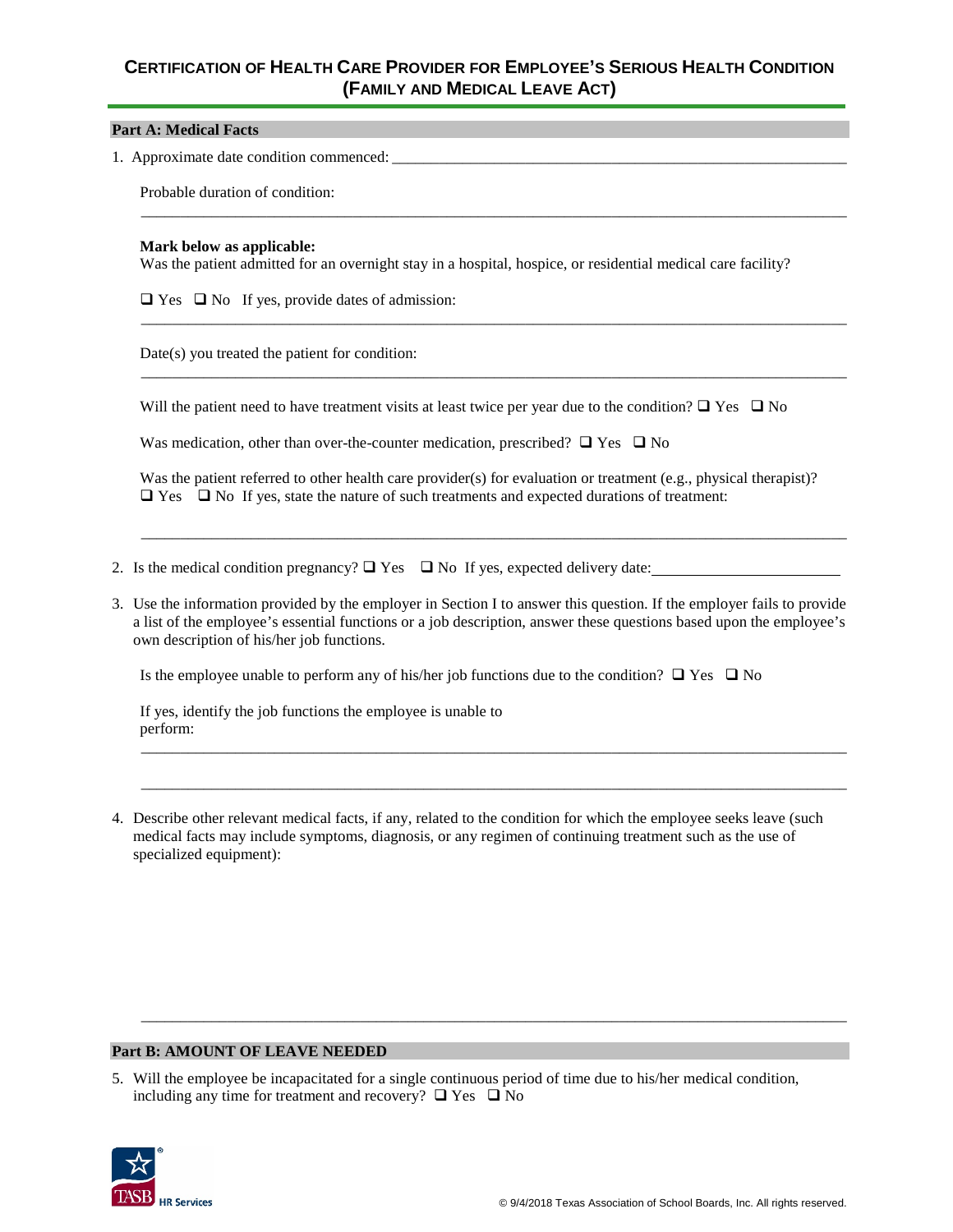# CERTIFICATION OF HEALTH CARE PROVIDER FOR EMPLOYEE'S SERIOUS HEALTH CONDITION (FAMILY AND MEDICAL LEAVE ACT)

## Part A: Medical Facts

1. Approximate date condition commenced: ______________________________

   Probable duration of condition:

   ______________________________

   **Mark below as applicable:**
   Was the patient admitted for an overnight stay in a hospital, hospice, or residential medical care facility?

   ❑ Yes ❑ No If yes, provide dates of admission:

   ______________________________

   Date(s) you treated the patient for condition:

   ______________________________

   Will the patient need to have treatment visits at least twice per year due to the condition? ❑ Yes ❑ No

   Was medication, other than over-the-counter medication, prescribed? ❑ Yes ❑ No

   Was the patient referred to other health care provider(s) for evaluation or treatment (e.g., physical therapist)?
   ❑ Yes ❑ No If yes, state the nature of such treatments and expected durations of treatment:

   ______________________________

2. Is the medical condition pregnancy? ❑ Yes ❑ No If yes, expected delivery date: ______________________________

3. Use the information provided by the employer in Section I to answer this question. If the employer fails to provide a list of the employee's essential functions or a job description, answer these questions based upon the employee's own description of his/her job functions.

   Is the employee unable to perform any of his/her job functions due to the condition? ❑ Yes ❑ No

   If yes, identify the job functions the employee is unable to perform:

   ______________________________

   ______________________________

4. Describe other relevant medical facts, if any, related to the condition for which the employee seeks leave (such medical facts may include symptoms, diagnosis, or any regimen of continuing treatment such as the use of specialized equipment):

   ______________________________

## Part B: AMOUNT OF LEAVE NEEDED

5. Will the employee be incapacitated for a single continuous period of time due to his/her medical condition, including any time for treatment and recovery? ❑ Yes ❑ No

© 9/4/2018 Texas Association of School Boards, Inc. All rights reserved.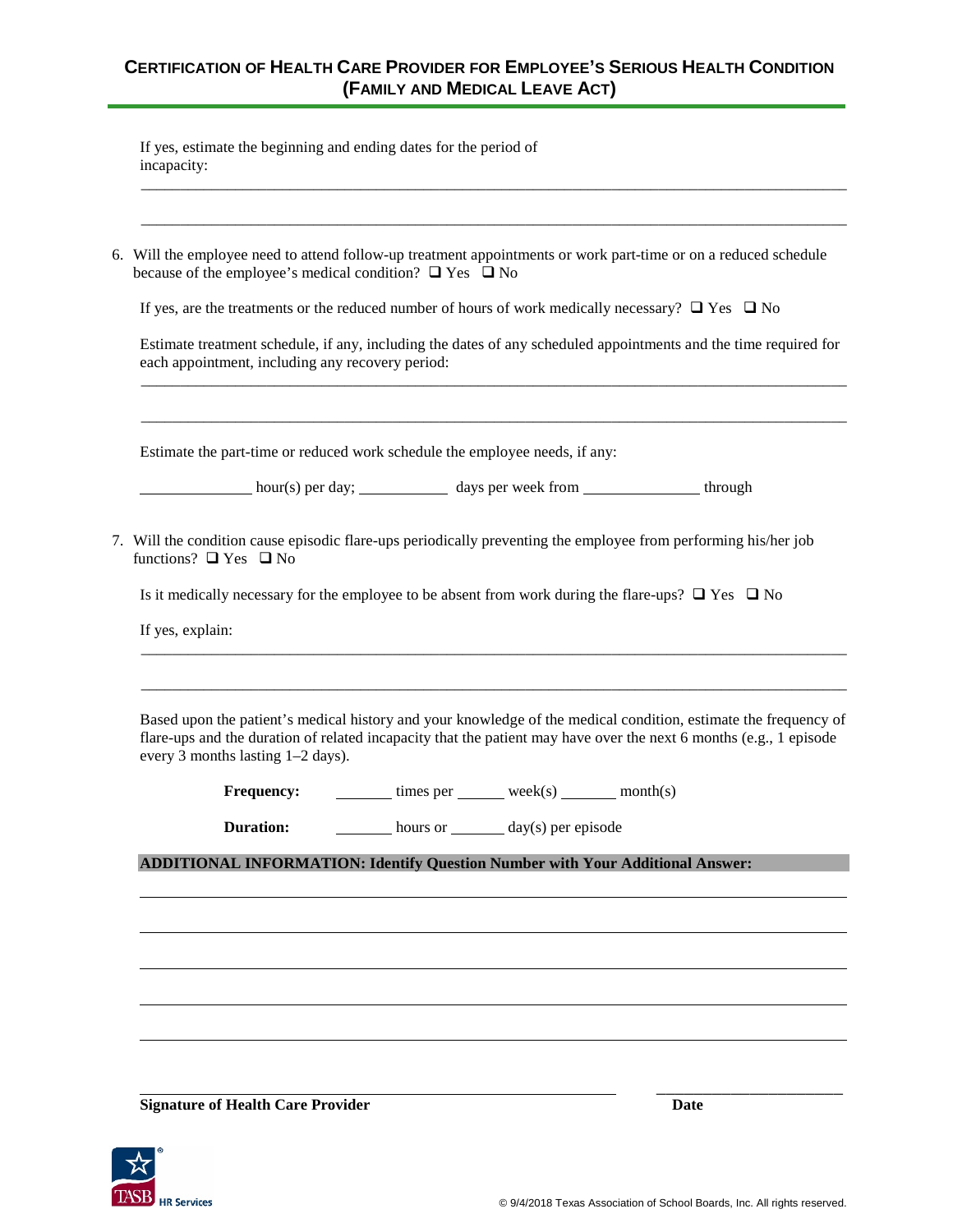If yes, estimate the beginning and ending dates for the period of incapacity:

\_\_\_\_\_\_\_\_\_\_\_\_\_\_\_\_\_\_\_\_\_\_\_\_\_\_\_\_\_\_\_\_\_\_\_\_\_\_\_\_\_\_\_\_\_\_\_\_\_\_\_\_\_\_\_\_\_\_\_\_\_\_\_\_\_\_\_\_\_\_\_\_\_\_\_\_

\_\_\_\_\_\_\_\_\_\_\_\_\_\_\_\_\_\_\_\_\_\_\_\_\_\_\_\_\_\_\_\_\_\_\_\_\_\_\_\_\_\_\_\_\_\_\_\_\_\_\_\_\_\_\_\_\_\_\_\_\_\_\_\_\_\_\_\_\_\_\_\_\_\_\_\_

6. Will the employee need to attend follow-up treatment appointments or work part-time or on a reduced schedule because of the employee's medical condition? ❑ Yes ❑ No

   If yes, are the treatments or the reduced number of hours of work medically necessary? ❑ Yes ❑ No

   Estimate treatment schedule, if any, including the dates of any scheduled appointments and the time required for each appointment, including any recovery period:

   \_\_\_\_\_\_\_\_\_\_\_\_\_\_\_\_\_\_\_\_\_\_\_\_\_\_\_\_\_\_\_\_\_\_\_\_\_\_\_\_\_\_\_\_\_\_\_\_\_\_\_\_\_\_\_\_\_\_\_\_\_\_\_\_\_\_\_\_\_\_\_\_\_\_\_\_

   \_\_\_\_\_\_\_\_\_\_\_\_\_\_\_\_\_\_\_\_\_\_\_\_\_\_\_\_\_\_\_\_\_\_\_\_\_\_\_\_\_\_\_\_\_\_\_\_\_\_\_\_\_\_\_\_\_\_\_\_\_\_\_\_\_\_\_\_\_\_\_\_\_\_\_\_

   Estimate the part-time or reduced work schedule the employee needs, if any:

   \_\_\_\_\_\_\_\_\_\_\_\_ hour(s) per day; \_\_\_\_\_\_\_\_\_\_ days per week from \_\_\_\_\_\_\_\_\_\_\_\_\_ through

7. Will the condition cause episodic flare-ups periodically preventing the employee from performing his/her job functions? ❑ Yes ❑ No

   Is it medically necessary for the employee to be absent from work during the flare-ups? ❑ Yes ❑ No

   If yes, explain:

   \_\_\_\_\_\_\_\_\_\_\_\_\_\_\_\_\_\_\_\_\_\_\_\_\_\_\_\_\_\_\_\_\_\_\_\_\_\_\_\_\_\_\_\_\_\_\_\_\_\_\_\_\_\_\_\_\_\_\_\_\_\_\_\_\_\_\_\_\_\_\_\_\_\_\_\_

   \_\_\_\_\_\_\_\_\_\_\_\_\_\_\_\_\_\_\_\_\_\_\_\_\_\_\_\_\_\_\_\_\_\_\_\_\_\_\_\_\_\_\_\_\_\_\_\_\_\_\_\_\_\_\_\_\_\_\_\_\_\_\_\_\_\_\_\_\_\_\_\_\_\_\_\_

   Based upon the patient's medical history and your knowledge of the medical condition, estimate the frequency of flare-ups and the duration of related incapacity that the patient may have over the next 6 months (e.g., 1 episode every 3 months lasting 1–2 days).

   **Frequency:** \_\_\_\_\_\_ times per \_\_\_\_\_ week(s) \_\_\_\_\_\_ month(s)

   **Duration:** \_\_\_\_\_\_ hours or \_\_\_\_\_\_ day(s) per episode

**ADDITIONAL INFORMATION: Identify Question Number with Your Additional Answer:**

\_\_\_\_\_\_\_\_\_\_\_\_\_\_\_\_\_\_\_\_\_\_\_\_\_\_\_\_\_\_\_\_\_\_\_\_\_\_\_\_\_\_\_\_\_\_\_\_\_\_\_\_\_\_\_\_\_\_\_\_\_\_\_\_\_\_\_\_\_\_\_\_\_\_\_\_

\_\_\_\_\_\_\_\_\_\_\_\_\_\_\_\_\_\_\_\_\_\_\_\_\_\_\_\_\_\_\_\_\_\_\_\_\_\_\_\_\_\_\_\_\_\_\_\_\_\_\_\_\_\_\_\_\_\_\_\_\_\_\_\_\_\_\_\_\_\_\_\_\_\_\_\_

\_\_\_\_\_\_\_\_\_\_\_\_\_\_\_\_\_\_\_\_\_\_\_\_\_\_\_\_\_\_\_\_\_\_\_\_\_\_\_\_\_\_\_\_\_\_\_\_\_\_\_\_\_\_\_\_\_\_\_\_\_\_\_\_\_\_\_\_\_\_\_\_\_\_\_\_

\_\_\_\_\_\_\_\_\_\_\_\_\_\_\_\_\_\_\_\_\_\_\_\_\_\_\_\_\_\_\_\_\_\_\_\_\_\_\_\_\_\_\_\_\_\_\_\_\_\_\_\_\_\_\_\_\_\_\_\_\_\_\_\_\_\_\_\_\_\_\_\_\_\_\_\_

\_\_\_\_\_\_\_\_\_\_\_\_\_\_\_\_\_\_\_\_\_\_\_\_\_\_\_\_\_\_\_\_\_\_\_\_\_\_\_\_\_\_\_\_\_\_\_\_\_\_\_\_\_\_\_\_\_\_\_\_\_\_\_\_\_\_\_\_\_\_\_\_\_\_\_\_

\_\_\_\_\_\_\_\_\_\_\_\_\_\_\_\_\_\_\_\_\_\_\_\_\_\_\_\_\_\_\_\_\_\_\_\_\_\_\_\_\_\_\_\_\_\_\_ \_\_\_\_\_\_\_\_\_\_\_\_\_\_\_\_\_\_\_\_

**Signature of Health Care Provider** **Date**